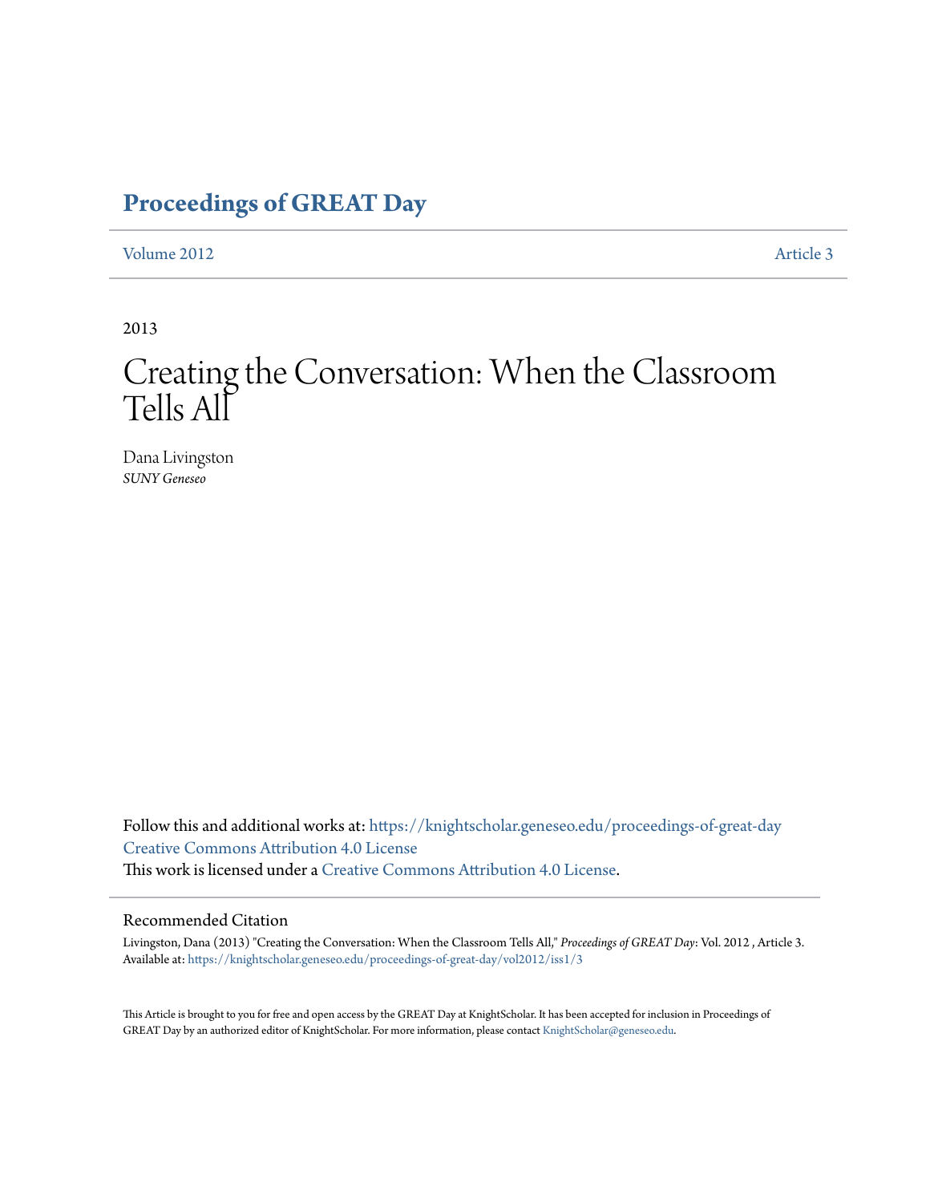# Proceedings of GREAT Day

Volume 2012 Article 3

2013

# Creating the Conversation: When the Classroom Tells All

Dana Livingston
*SUNY Geneseo*

Follow this and additional works at: https://knightscholar.geneseo.edu/proceedings-of-great-day
Creative Commons Attribution 4.0 License
This work is licensed under a Creative Commons Attribution 4.0 License.

## Recommended Citation

Livingston, Dana (2013) "Creating the Conversation: When the Classroom Tells All," *Proceedings of GREAT Day*: Vol. 2012 , Article 3.
Available at: https://knightscholar.geneseo.edu/proceedings-of-great-day/vol2012/iss1/3

This Article is brought to you for free and open access by the GREAT Day at KnightScholar. It has been accepted for inclusion in Proceedings of GREAT Day by an authorized editor of KnightScholar. For more information, please contact KnightScholar@geneseo.edu.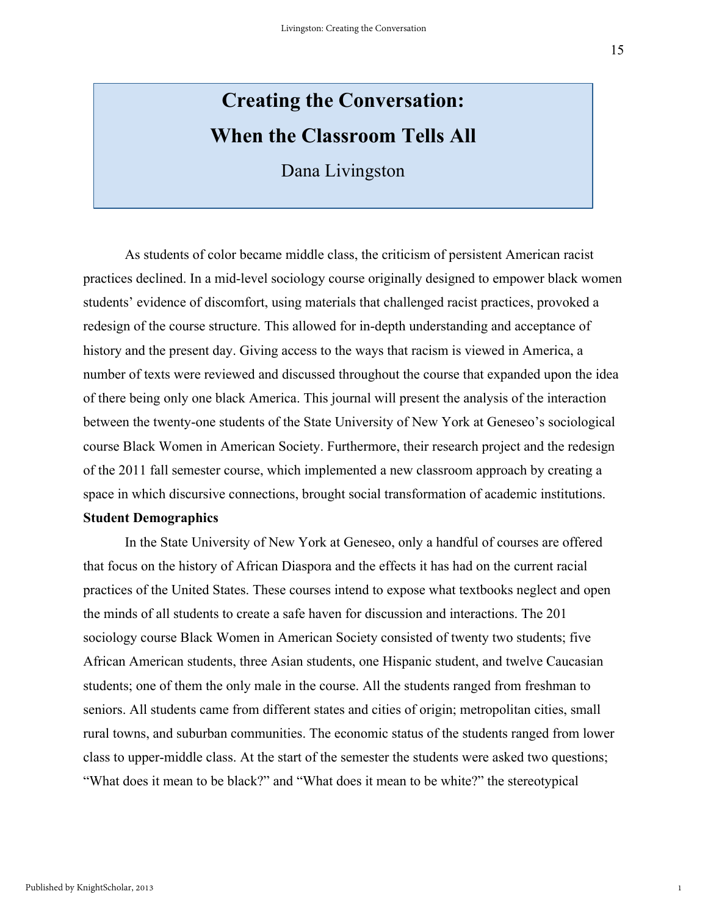# Creating the Conversation: When the Classroom Tells All

Dana Livingston

As students of color became middle class, the criticism of persistent American racist practices declined. In a mid-level sociology course originally designed to empower black women students' evidence of discomfort, using materials that challenged racist practices, provoked a redesign of the course structure. This allowed for in-depth understanding and acceptance of history and the present day. Giving access to the ways that racism is viewed in America, a number of texts were reviewed and discussed throughout the course that expanded upon the idea of there being only one black America. This journal will present the analysis of the interaction between the twenty-one students of the State University of New York at Geneseo's sociological course Black Women in American Society. Furthermore, their research project and the redesign of the 2011 fall semester course, which implemented a new classroom approach by creating a space in which discursive connections, brought social transformation of academic institutions.

**Student Demographics**

In the State University of New York at Geneseo, only a handful of courses are offered that focus on the history of African Diaspora and the effects it has had on the current racial practices of the United States. These courses intend to expose what textbooks neglect and open the minds of all students to create a safe haven for discussion and interactions. The 201 sociology course Black Women in American Society consisted of twenty two students; five African American students, three Asian students, one Hispanic student, and twelve Caucasian students; one of them the only male in the course. All the students ranged from freshman to seniors. All students came from different states and cities of origin; metropolitan cities, small rural towns, and suburban communities. The economic status of the students ranged from lower class to upper-middle class. At the start of the semester the students were asked two questions; "What does it mean to be black?" and "What does it mean to be white?" the stereotypical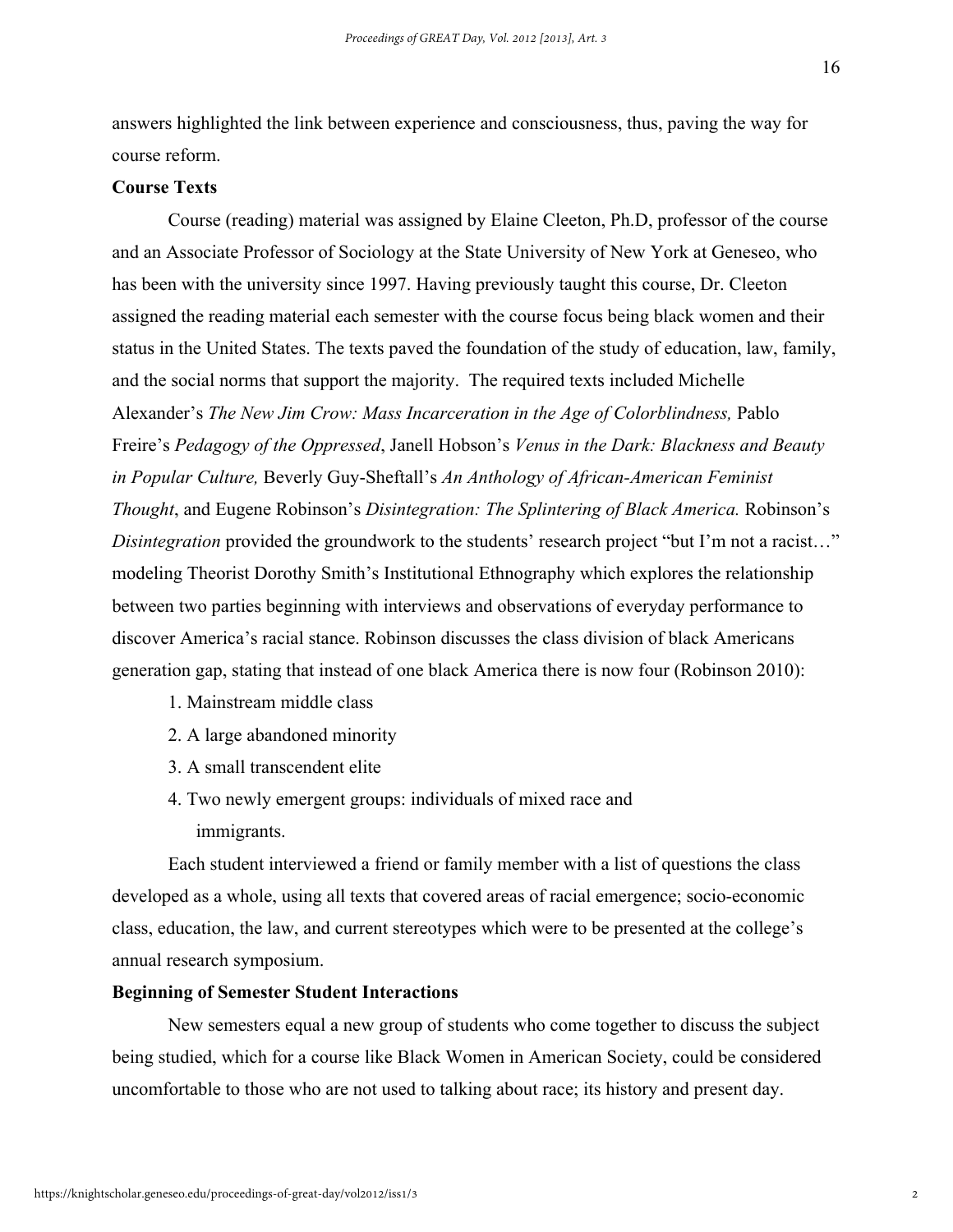answers highlighted the link between experience and consciousness, thus, paving the way for course reform.

**Course Texts**

Course (reading) material was assigned by Elaine Cleeton, Ph.D, professor of the course and an Associate Professor of Sociology at the State University of New York at Geneseo, who has been with the university since 1997. Having previously taught this course, Dr. Cleeton assigned the reading material each semester with the course focus being black women and their status in the United States. The texts paved the foundation of the study of education, law, family, and the social norms that support the majority. The required texts included Michelle Alexander's *The New Jim Crow: Mass Incarceration in the Age of Colorblindness,* Pablo Freire's *Pedagogy of the Oppressed*, Janell Hobson's *Venus in the Dark: Blackness and Beauty in Popular Culture,* Beverly Guy-Sheftall's *An Anthology of African-American Feminist Thought*, and Eugene Robinson's *Disintegration: The Splintering of Black America.* Robinson's *Disintegration* provided the groundwork to the students' research project "but I'm not a racist…" modeling Theorist Dorothy Smith's Institutional Ethnography which explores the relationship between two parties beginning with interviews and observations of everyday performance to discover America's racial stance. Robinson discusses the class division of black Americans generation gap, stating that instead of one black America there is now four (Robinson 2010):

1. Mainstream middle class
2. A large abandoned minority
3. A small transcendent elite
4. Two newly emergent groups: individuals of mixed race and immigrants.

Each student interviewed a friend or family member with a list of questions the class developed as a whole, using all texts that covered areas of racial emergence; socio-economic class, education, the law, and current stereotypes which were to be presented at the college's annual research symposium.

**Beginning of Semester Student Interactions**

New semesters equal a new group of students who come together to discuss the subject being studied, which for a course like Black Women in American Society, could be considered uncomfortable to those who are not used to talking about race; its history and present day.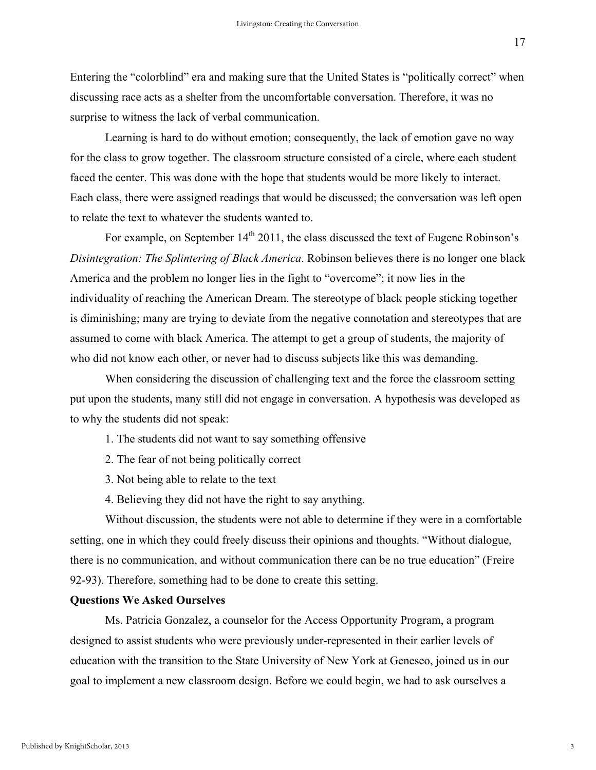Entering the "colorblind" era and making sure that the United States is "politically correct" when discussing race acts as a shelter from the uncomfortable conversation. Therefore, it was no surprise to witness the lack of verbal communication.

Learning is hard to do without emotion; consequently, the lack of emotion gave no way for the class to grow together. The classroom structure consisted of a circle, where each student faced the center. This was done with the hope that students would be more likely to interact. Each class, there were assigned readings that would be discussed; the conversation was left open to relate the text to whatever the students wanted to.

For example, on September 14th 2011, the class discussed the text of Eugene Robinson's *Disintegration: The Splintering of Black America*. Robinson believes there is no longer one black America and the problem no longer lies in the fight to "overcome"; it now lies in the individuality of reaching the American Dream. The stereotype of black people sticking together is diminishing; many are trying to deviate from the negative connotation and stereotypes that are assumed to come with black America. The attempt to get a group of students, the majority of who did not know each other, or never had to discuss subjects like this was demanding.

When considering the discussion of challenging text and the force the classroom setting put upon the students, many still did not engage in conversation. A hypothesis was developed as to why the students did not speak:

1. The students did not want to say something offensive
2. The fear of not being politically correct
3. Not being able to relate to the text
4. Believing they did not have the right to say anything.

Without discussion, the students were not able to determine if they were in a comfortable setting, one in which they could freely discuss their opinions and thoughts. "Without dialogue, there is no communication, and without communication there can be no true education" (Freire 92-93). Therefore, something had to be done to create this setting.

**Questions We Asked Ourselves**

Ms. Patricia Gonzalez, a counselor for the Access Opportunity Program, a program designed to assist students who were previously under-represented in their earlier levels of education with the transition to the State University of New York at Geneseo, joined us in our goal to implement a new classroom design. Before we could begin, we had to ask ourselves a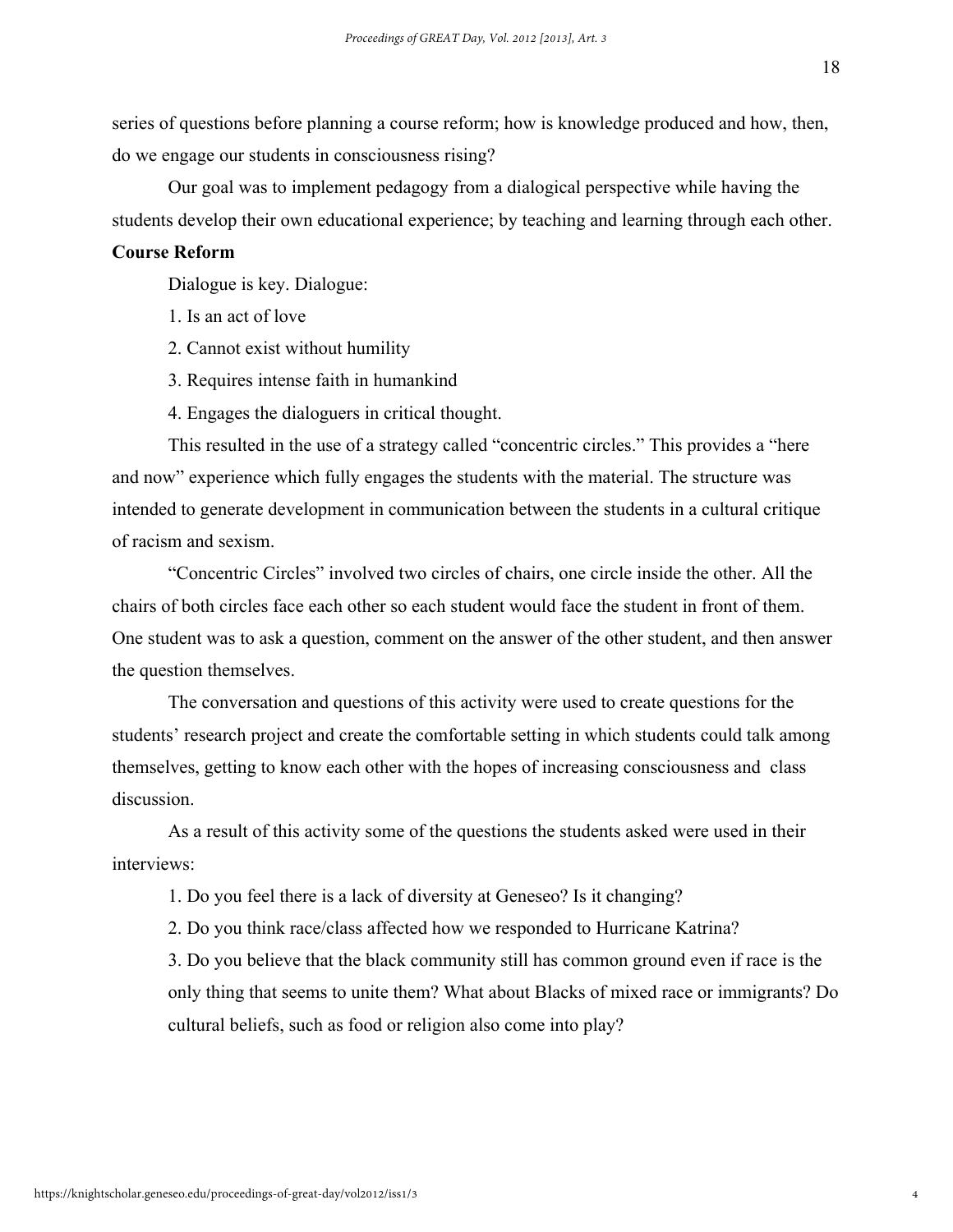series of questions before planning a course reform; how is knowledge produced and how, then, do we engage our students in consciousness rising?

Our goal was to implement pedagogy from a dialogical perspective while having the students develop their own educational experience; by teaching and learning through each other.

**Course Reform**

Dialogue is key. Dialogue:

1. Is an act of love
2. Cannot exist without humility
3. Requires intense faith in humankind
4. Engages the dialoguers in critical thought.

This resulted in the use of a strategy called "concentric circles." This provides a "here and now" experience which fully engages the students with the material. The structure was intended to generate development in communication between the students in a cultural critique of racism and sexism.

"Concentric Circles" involved two circles of chairs, one circle inside the other. All the chairs of both circles face each other so each student would face the student in front of them. One student was to ask a question, comment on the answer of the other student, and then answer the question themselves.

The conversation and questions of this activity were used to create questions for the students' research project and create the comfortable setting in which students could talk among themselves, getting to know each other with the hopes of increasing consciousness and class discussion.

As a result of this activity some of the questions the students asked were used in their interviews:

1. Do you feel there is a lack of diversity at Geneseo? Is it changing?
2. Do you think race/class affected how we responded to Hurricane Katrina?
3. Do you believe that the black community still has common ground even if race is the only thing that seems to unite them? What about Blacks of mixed race or immigrants? Do cultural beliefs, such as food or religion also come into play?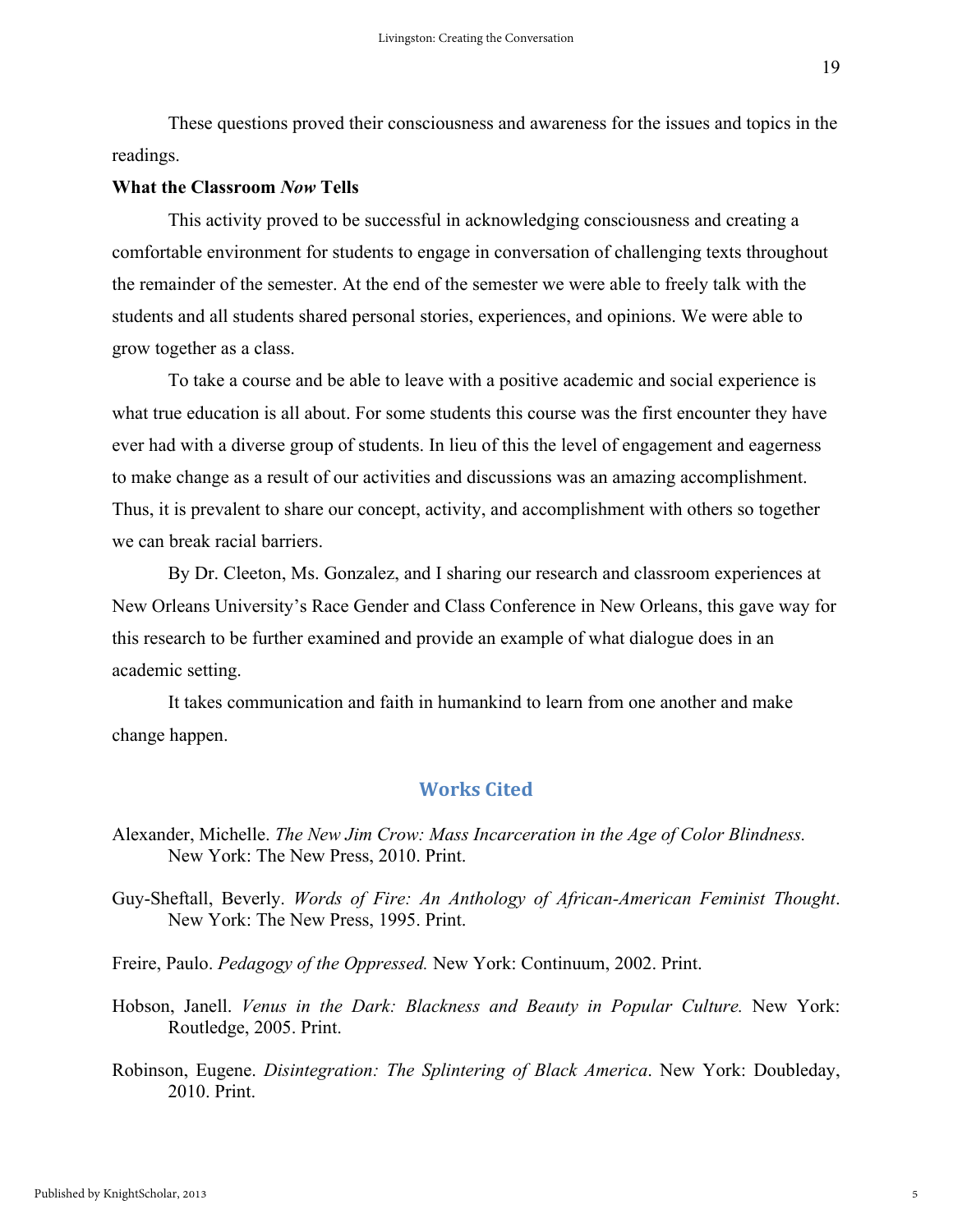These questions proved their consciousness and awareness for the issues and topics in the readings.

**What the Classroom *Now* Tells**

This activity proved to be successful in acknowledging consciousness and creating a comfortable environment for students to engage in conversation of challenging texts throughout the remainder of the semester. At the end of the semester we were able to freely talk with the students and all students shared personal stories, experiences, and opinions. We were able to grow together as a class.

To take a course and be able to leave with a positive academic and social experience is what true education is all about. For some students this course was the first encounter they have ever had with a diverse group of students. In lieu of this the level of engagement and eagerness to make change as a result of our activities and discussions was an amazing accomplishment. Thus, it is prevalent to share our concept, activity, and accomplishment with others so together we can break racial barriers.

By Dr. Cleeton, Ms. Gonzalez, and I sharing our research and classroom experiences at New Orleans University's Race Gender and Class Conference in New Orleans, this gave way for this research to be further examined and provide an example of what dialogue does in an academic setting.

It takes communication and faith in humankind to learn from one another and make change happen.

## Works Cited

Alexander, Michelle. *The New Jim Crow: Mass Incarceration in the Age of Color Blindness.* New York: The New Press, 2010. Print.

Guy-Sheftall, Beverly. *Words of Fire: An Anthology of African-American Feminist Thought*. New York: The New Press, 1995. Print.

Freire, Paulo. *Pedagogy of the Oppressed.* New York: Continuum, 2002. Print.

Hobson, Janell. *Venus in the Dark: Blackness and Beauty in Popular Culture.* New York: Routledge, 2005. Print.

Robinson, Eugene. *Disintegration: The Splintering of Black America*. New York: Doubleday, 2010. Print.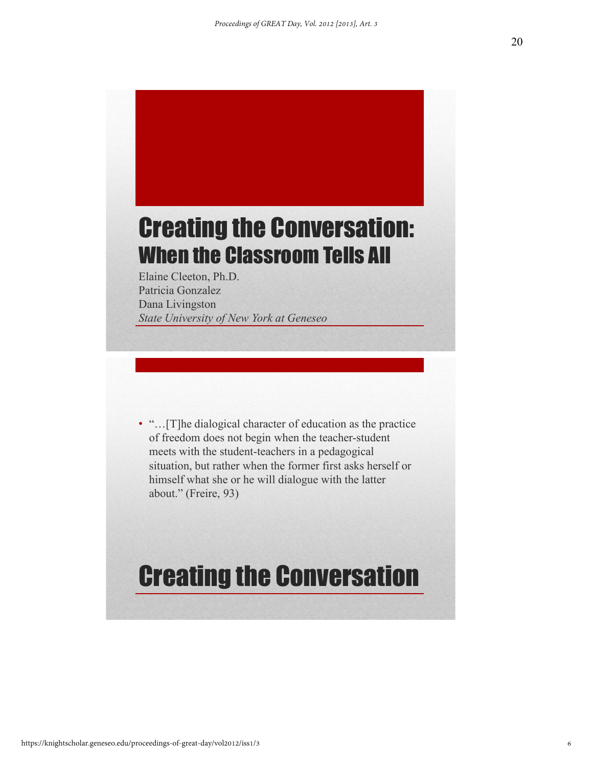# Creating the Conversation: When the Classroom Tells All

Elaine Cleeton, Ph.D.
Patricia Gonzalez
Dana Livingston
*State University of New York at Geneseo*

- "…[T]he dialogical character of education as the practice of freedom does not begin when the teacher-student meets with the student-teachers in a pedagogical situation, but rather when the former first asks herself or himself what she or he will dialogue with the latter about." (Freire, 93)

# Creating the Conversation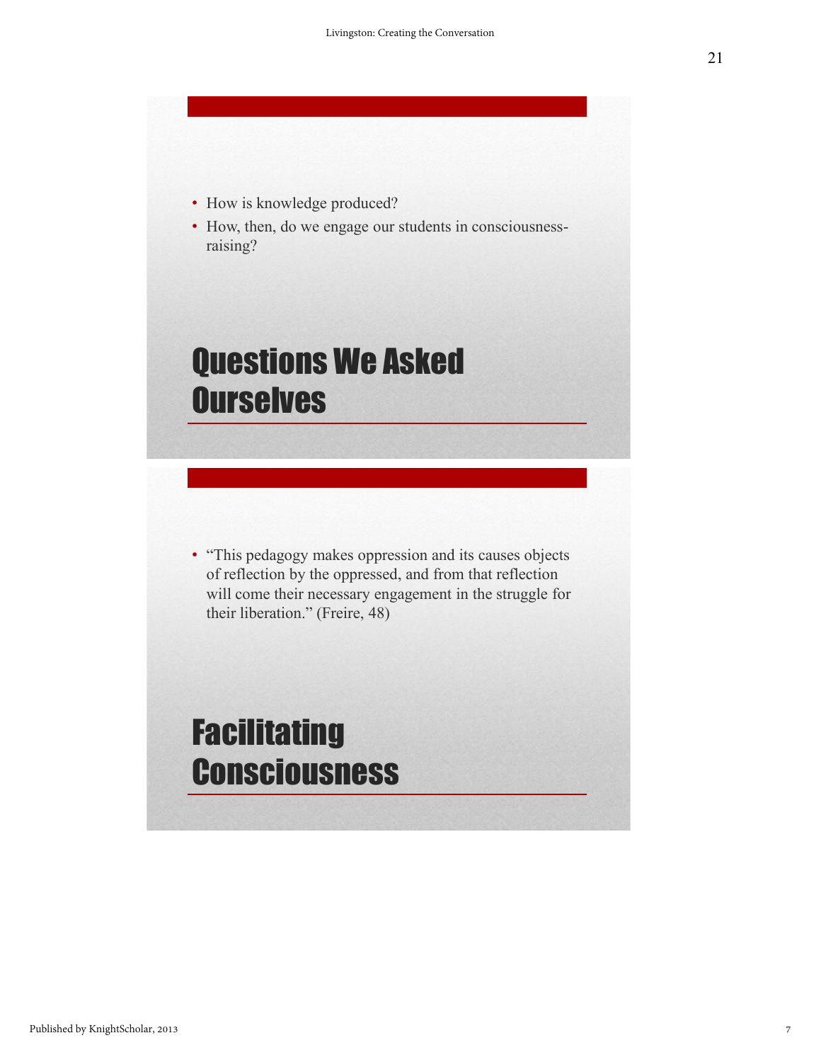- How is knowledge produced?
- How, then, do we engage our students in consciousness-raising?

## Questions We Asked Ourselves

- "This pedagogy makes oppression and its causes objects of reflection by the oppressed, and from that reflection will come their necessary engagement in the struggle for their liberation." (Freire, 48)

## Facilitating Consciousness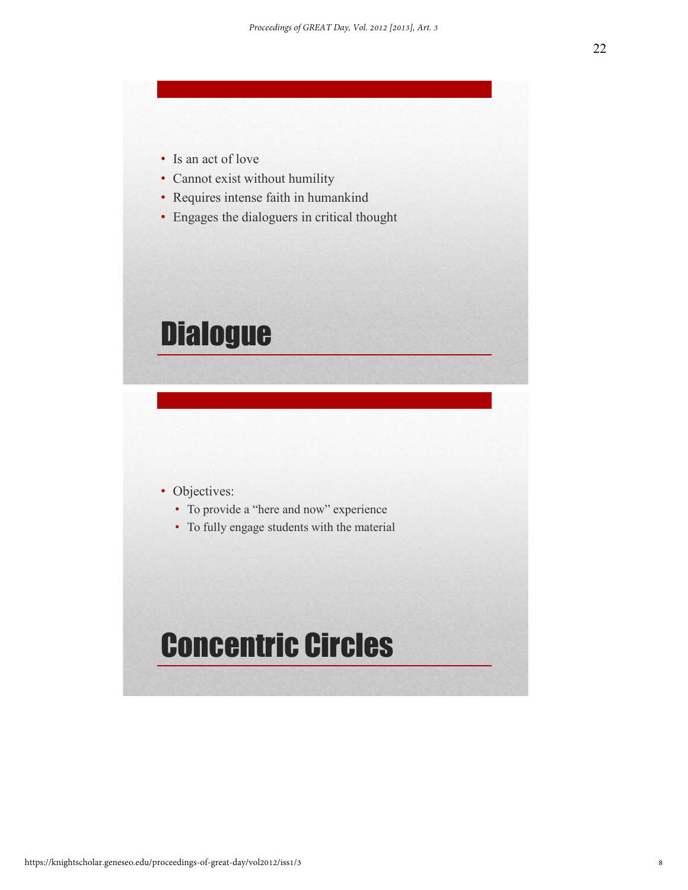- Is an act of love
- Cannot exist without humility
- Requires intense faith in humankind
- Engages the dialoguers in critical thought

## Dialogue

- Objectives:
  - To provide a "here and now" experience
  - To fully engage students with the material

## Concentric Circles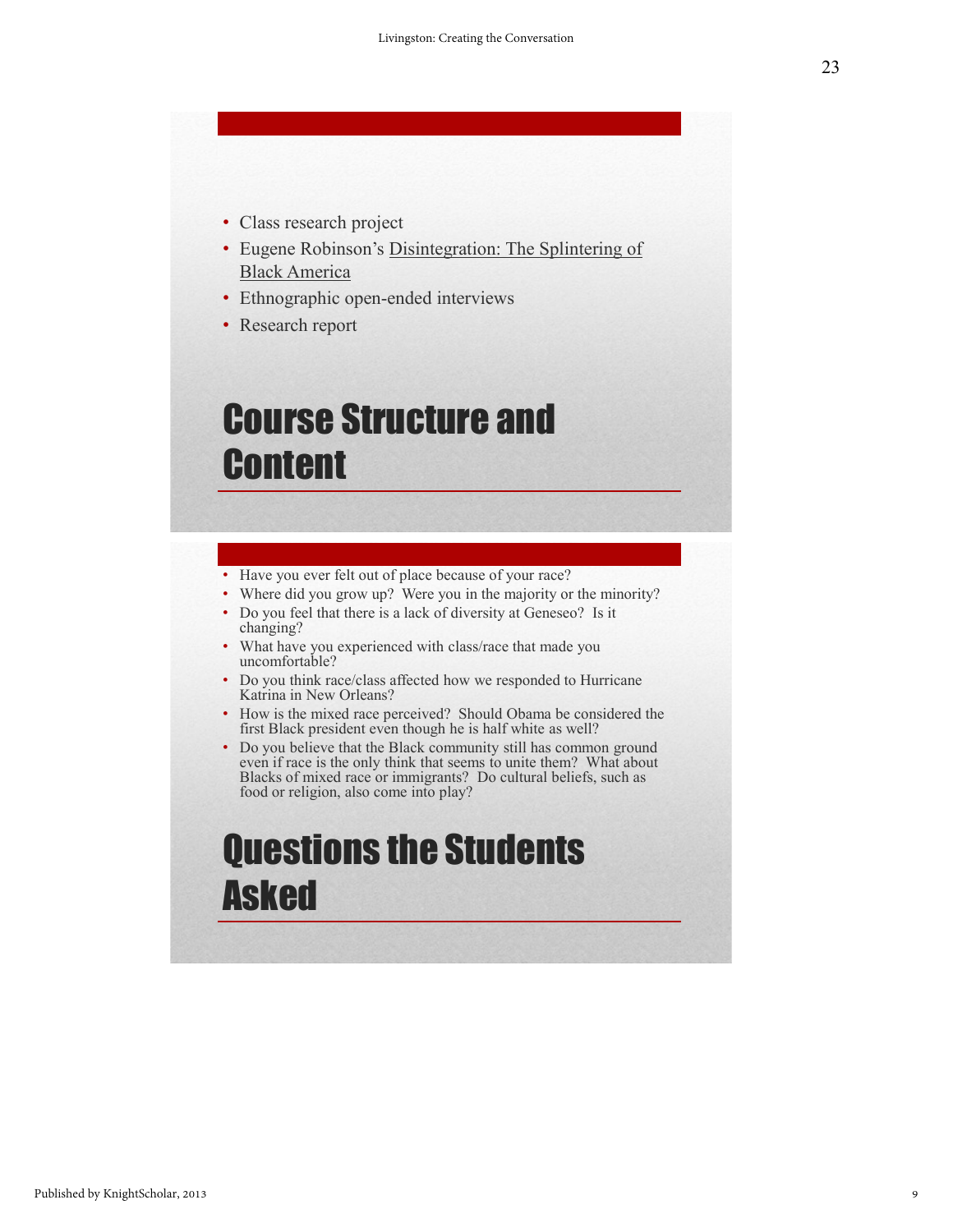- Class research project
- Eugene Robinson's Disintegration: The Splintering of Black America
- Ethnographic open-ended interviews
- Research report

## Course Structure and Content

- Have you ever felt out of place because of your race?
- Where did you grow up? Were you in the majority or the minority?
- Do you feel that there is a lack of diversity at Geneseo? Is it changing?
- What have you experienced with class/race that made you uncomfortable?
- Do you think race/class affected how we responded to Hurricane Katrina in New Orleans?
- How is the mixed race perceived? Should Obama be considered the first Black president even though he is half white as well?
- Do you believe that the Black community still has common ground even if race is the only think that seems to unite them? What about Blacks of mixed race or immigrants? Do cultural beliefs, such as food or religion, also come into play?

## Questions the Students Asked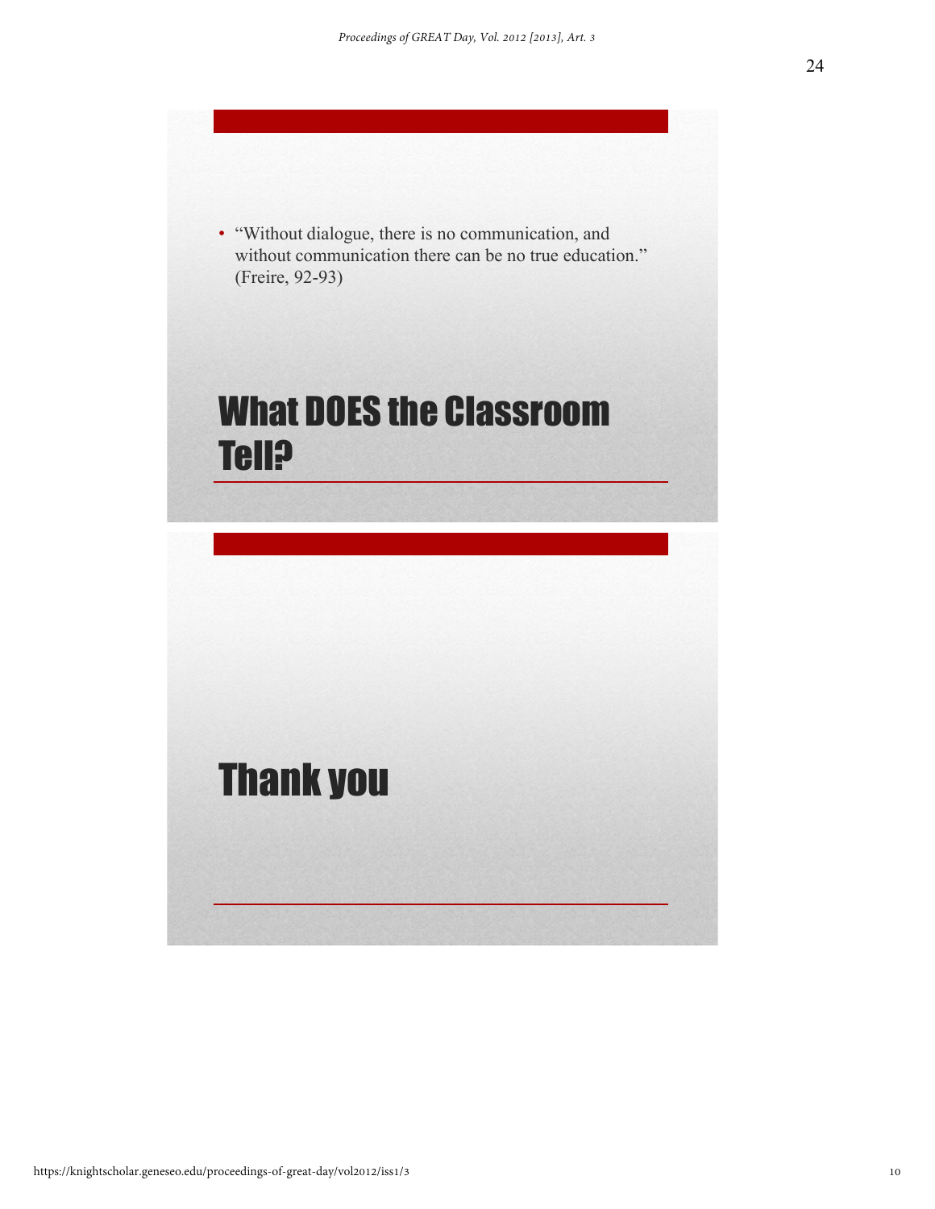- "Without dialogue, there is no communication, and without communication there can be no true education." (Freire, 92-93)

# What DOES the Classroom Tell?

# Thank you